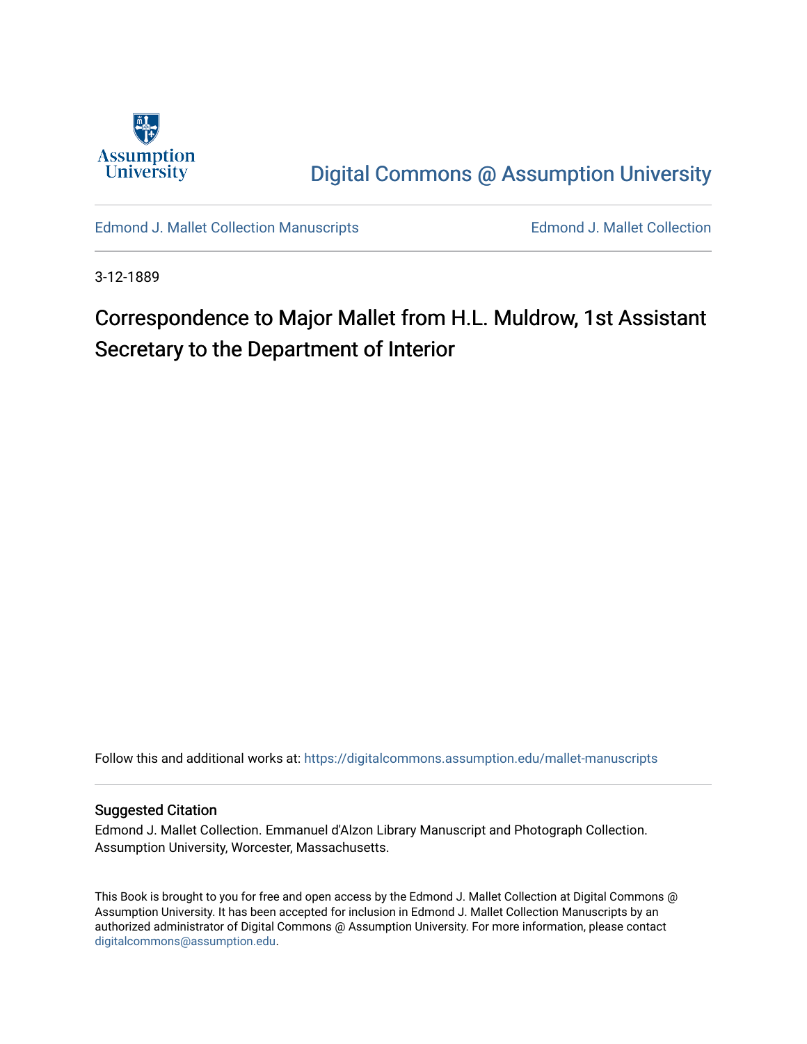Assumption University

Digital Commons @ Assumption University

Edmond J. Mallet Collection Manuscripts

Edmond J. Mallet Collection

3-12-1889

# Correspondence to Major Mallet from H.L. Muldrow, 1st Assistant Secretary to the Department of Interior

Follow this and additional works at: https://digitalcommons.assumption.edu/mallet-manuscripts

## Suggested Citation

Edmond J. Mallet Collection. Emmanuel d'Alzon Library Manuscript and Photograph Collection. Assumption University, Worcester, Massachusetts.

This Book is brought to you for free and open access by the Edmond J. Mallet Collection at Digital Commons @ Assumption University. It has been accepted for inclusion in Edmond J. Mallet Collection Manuscripts by an authorized administrator of Digital Commons @ Assumption University. For more information, please contact digitalcommons@assumption.edu.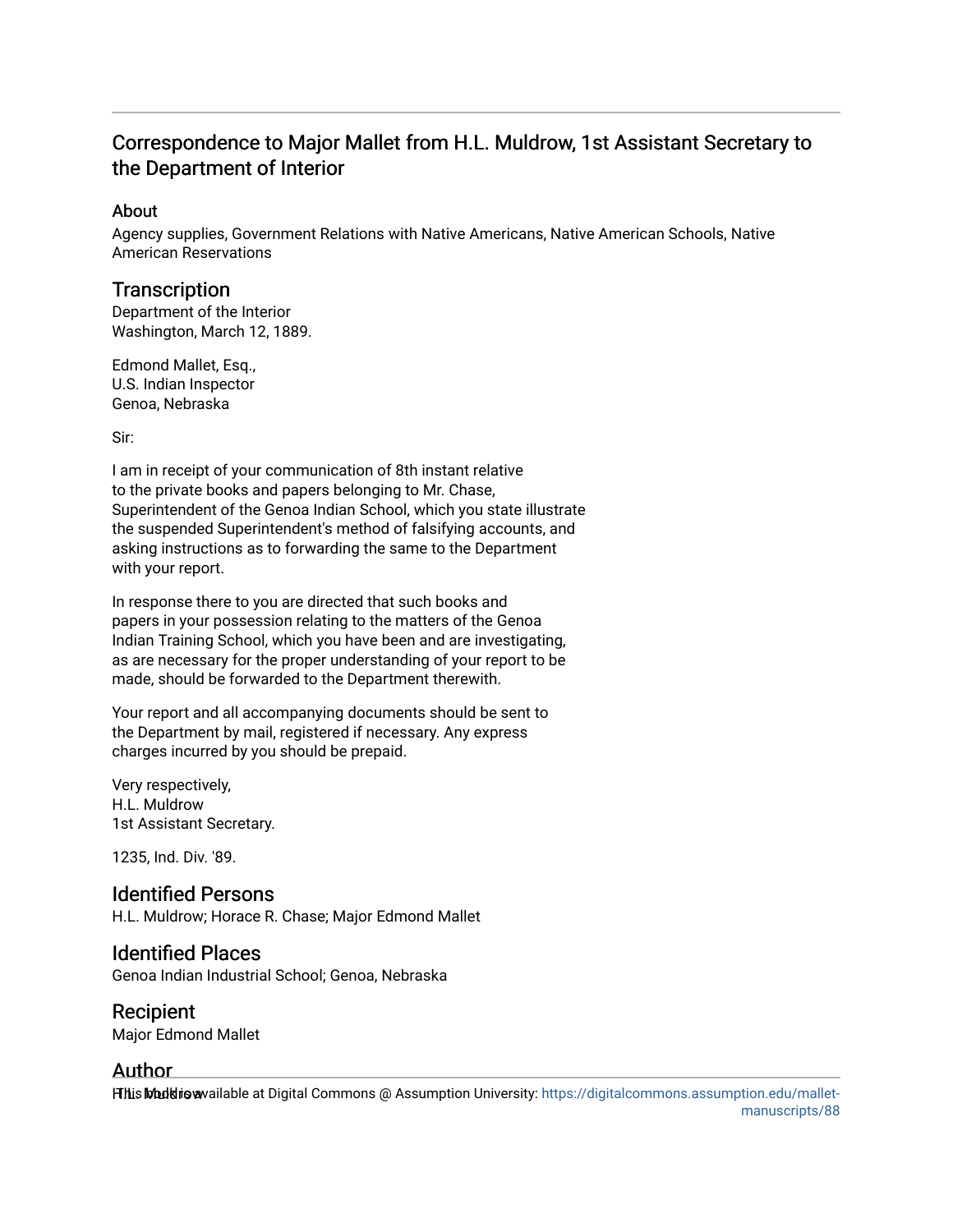# Correspondence to Major Mallet from H.L. Muldrow, 1st Assistant Secretary to the Department of Interior

## About

Agency supplies, Government Relations with Native Americans, Native American Schools, Native American Reservations

## Transcription

Department of the Interior
Washington, March 12, 1889.

Edmond Mallet, Esq.,
U.S. Indian Inspector
Genoa, Nebraska

Sir:

I am in receipt of your communication of 8th instant relative to the private books and papers belonging to Mr. Chase, Superintendent of the Genoa Indian School, which you state illustrate the suspended Superintendent's method of falsifying accounts, and asking instructions as to forwarding the same to the Department with your report.

In response there to you are directed that such books and papers in your possession relating to the matters of the Genoa Indian Training School, which you have been and are investigating, as are necessary for the proper understanding of your report to be made, should be forwarded to the Department therewith.

Your report and all accompanying documents should be sent to the Department by mail, registered if necessary. Any express charges incurred by you should be prepaid.

Very respectively,
H.L. Muldrow
1st Assistant Secretary.

1235, Ind. Div. '89.

## Identified Persons

H.L. Muldrow; Horace R. Chase; Major Edmond Mallet

## Identified Places

Genoa Indian Industrial School; Genoa, Nebraska

## Recipient

Major Edmond Mallet

## Author

H.L. Muldrow

This work is available at Digital Commons @ Assumption University: https://digitalcommons.assumption.edu/mallet-manuscripts/88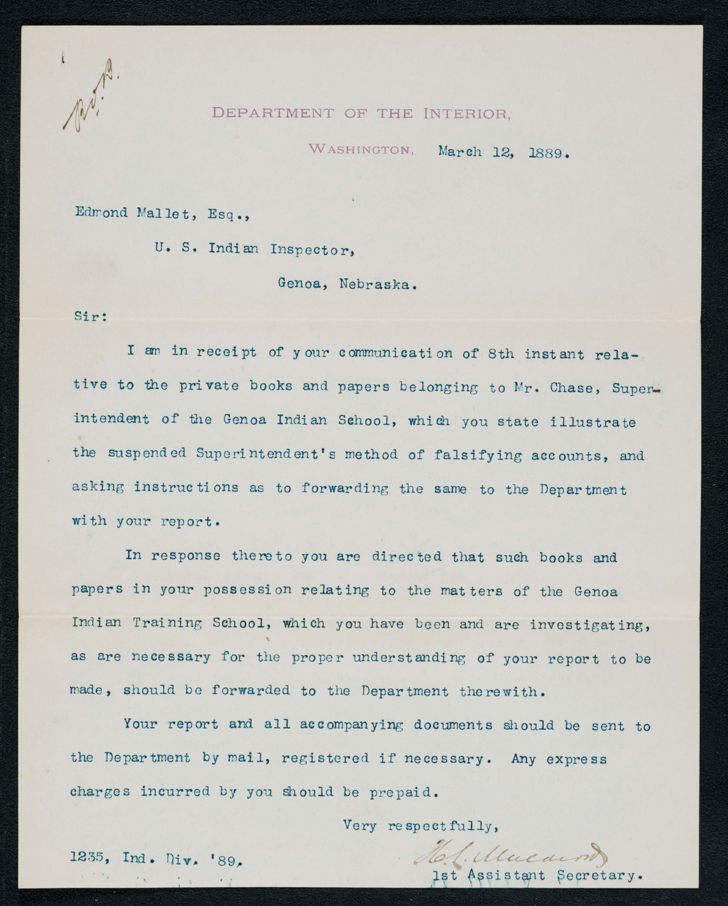DEPARTMENT OF THE INTERIOR,

WASHINGTON, March 12, 1889.

Edmond Mallet, Esq.,

U. S. Indian Inspector,

Genoa, Nebraska.

Sir:

I am in receipt of your communication of 8th instant relative to the private books and papers belonging to Mr. Chase, Superintendent of the Genoa Indian School, which you state illustrate the suspended Superintendent's method of falsifying accounts, and asking instructions as to forwarding the same to the Department with your report.

In response thereto you are directed that such books and papers in your possession relating to the matters of the Genoa Indian Training School, which you have been and are investigating, as are necessary for the proper understanding of your report to be made, should be forwarded to the Department therewith.

Your report and all accompanying documents should be sent to the Department by mail, registered if necessary. Any express charges incurred by you should be prepaid.

Very respectfully,

H. L. Muldrow

1st Assistant Secretary.

1235, Ind. Div. '89.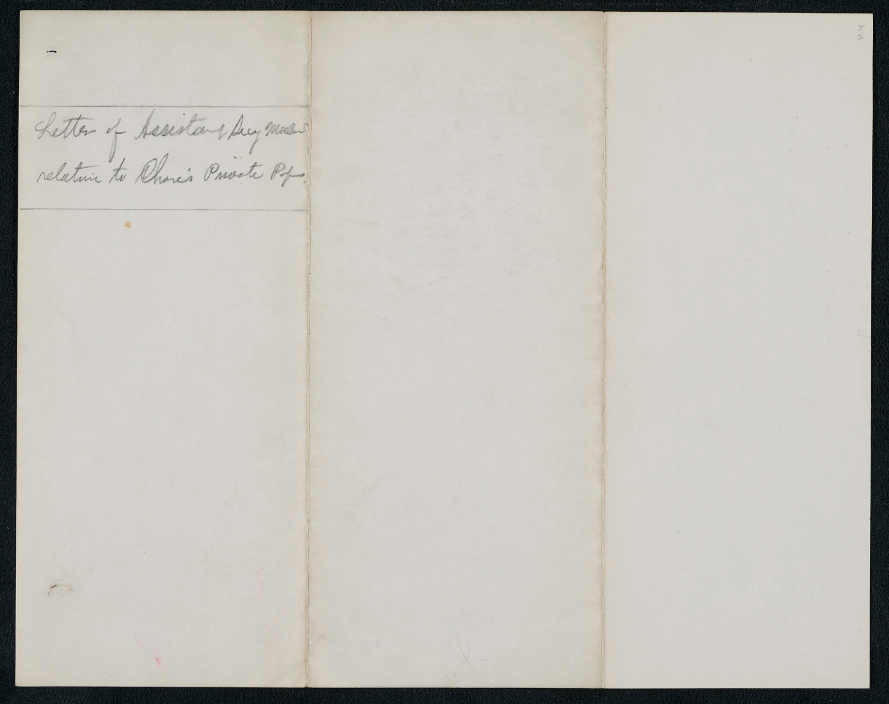Letter of Assistant Secy Mead
relative to Chase's Private Pap.